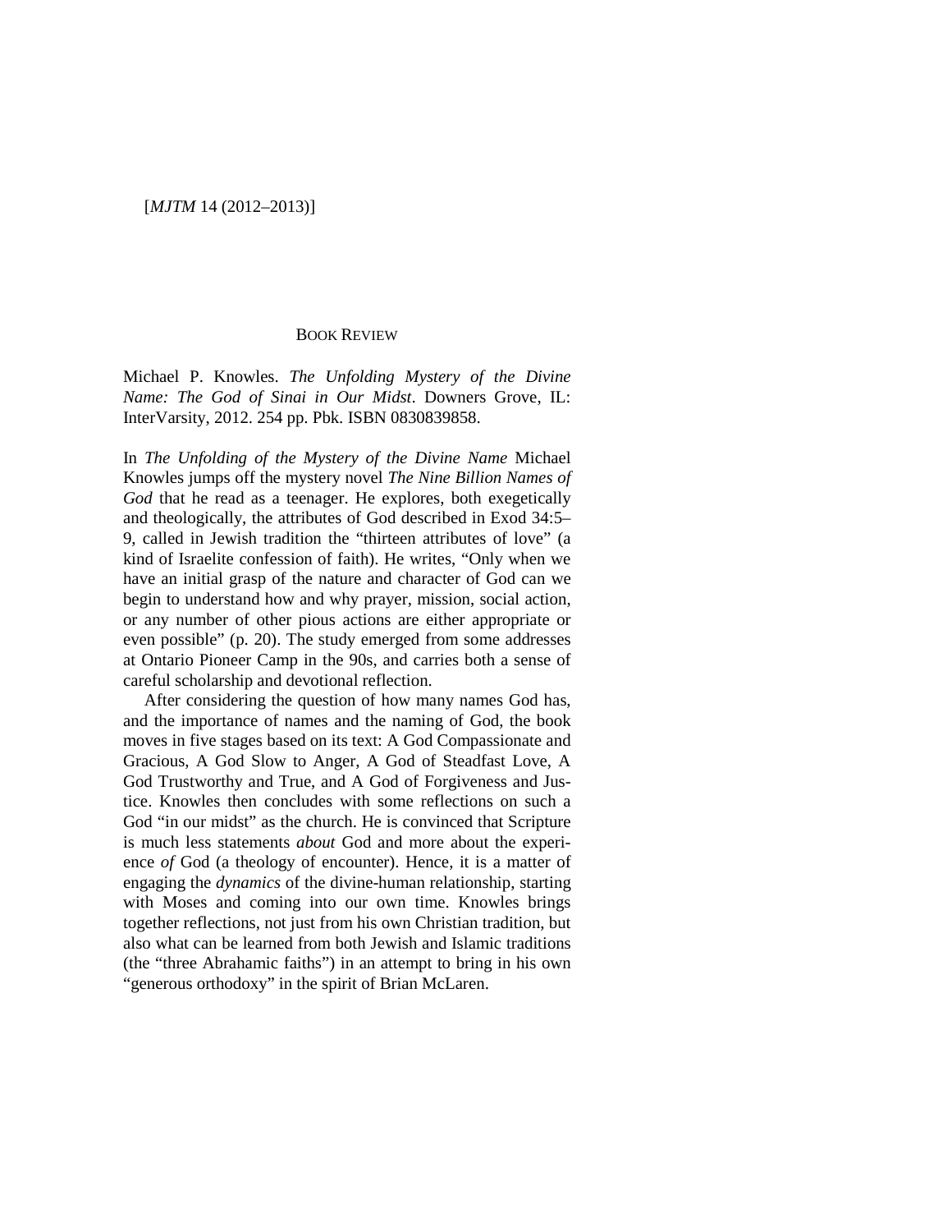## BOOK REVIEW

Michael P. Knowles. *The Unfolding Mystery of the Divine Name: The God of Sinai in Our Midst*. Downers Grove, IL: InterVarsity, 2012. 254 pp. Pbk. ISBN 0830839858.

In *The Unfolding of the Mystery of the Divine Name* Michael Knowles jumps off the mystery novel *The Nine Billion Names of God* that he read as a teenager. He explores, both exegetically and theologically, the attributes of God described in Exod 34:5–9, called in Jewish tradition the "thirteen attributes of love" (a kind of Israelite confession of faith). He writes, "Only when we have an initial grasp of the nature and character of God can we begin to understand how and why prayer, mission, social action, or any number of other pious actions are either appropriate or even possible" (p. 20). The study emerged from some addresses at Ontario Pioneer Camp in the 90s, and carries both a sense of careful scholarship and devotional reflection.

After considering the question of how many names God has, and the importance of names and the naming of God, the book moves in five stages based on its text: A God Compassionate and Gracious, A God Slow to Anger, A God of Steadfast Love, A God Trustworthy and True, and A God of Forgiveness and Justice. Knowles then concludes with some reflections on such a God "in our midst" as the church. He is convinced that Scripture is much less statements *about* God and more about the experience *of* God (a theology of encounter). Hence, it is a matter of engaging the *dynamics* of the divine-human relationship, starting with Moses and coming into our own time. Knowles brings together reflections, not just from his own Christian tradition, but also what can be learned from both Jewish and Islamic traditions (the "three Abrahamic faiths") in an attempt to bring in his own "generous orthodoxy" in the spirit of Brian McLaren.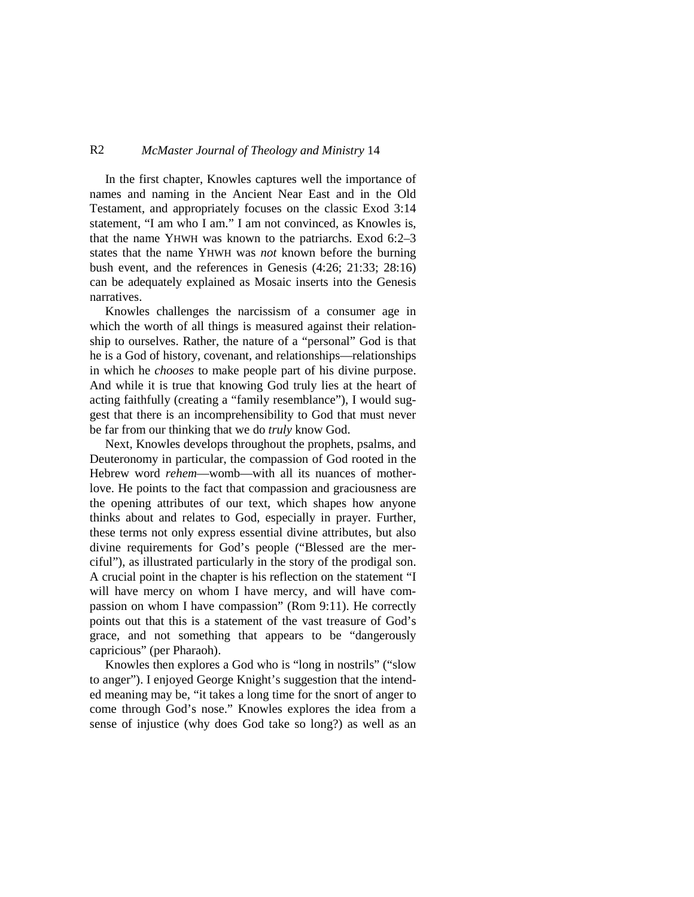In the first chapter, Knowles captures well the importance of names and naming in the Ancient Near East and in the Old Testament, and appropriately focuses on the classic Exod 3:14 statement, "I am who I am." I am not convinced, as Knowles is, that the name YHWH was known to the patriarchs. Exod 6:2–3 states that the name YHWH was *not* known before the burning bush event, and the references in Genesis (4:26; 21:33; 28:16) can be adequately explained as Mosaic inserts into the Genesis narratives.

Knowles challenges the narcissism of a consumer age in which the worth of all things is measured against their relationship to ourselves. Rather, the nature of a "personal" God is that he is a God of history, covenant, and relationships—relationships in which he *chooses* to make people part of his divine purpose. And while it is true that knowing God truly lies at the heart of acting faithfully (creating a "family resemblance"), I would suggest that there is an incomprehensibility to God that must never be far from our thinking that we do *truly* know God.

Next, Knowles develops throughout the prophets, psalms, and Deuteronomy in particular, the compassion of God rooted in the Hebrew word *rehem*—womb—with all its nuances of mother-love. He points to the fact that compassion and graciousness are the opening attributes of our text, which shapes how anyone thinks about and relates to God, especially in prayer. Further, these terms not only express essential divine attributes, but also divine requirements for God's people ("Blessed are the merciful"), as illustrated particularly in the story of the prodigal son. A crucial point in the chapter is his reflection on the statement "I will have mercy on whom I have mercy, and will have compassion on whom I have compassion" (Rom 9:11). He correctly points out that this is a statement of the vast treasure of God's grace, and not something that appears to be "dangerously capricious" (per Pharaoh).

Knowles then explores a God who is "long in nostrils" ("slow to anger"). I enjoyed George Knight's suggestion that the intended meaning may be, "it takes a long time for the snort of anger to come through God's nose." Knowles explores the idea from a sense of injustice (why does God take so long?) as well as an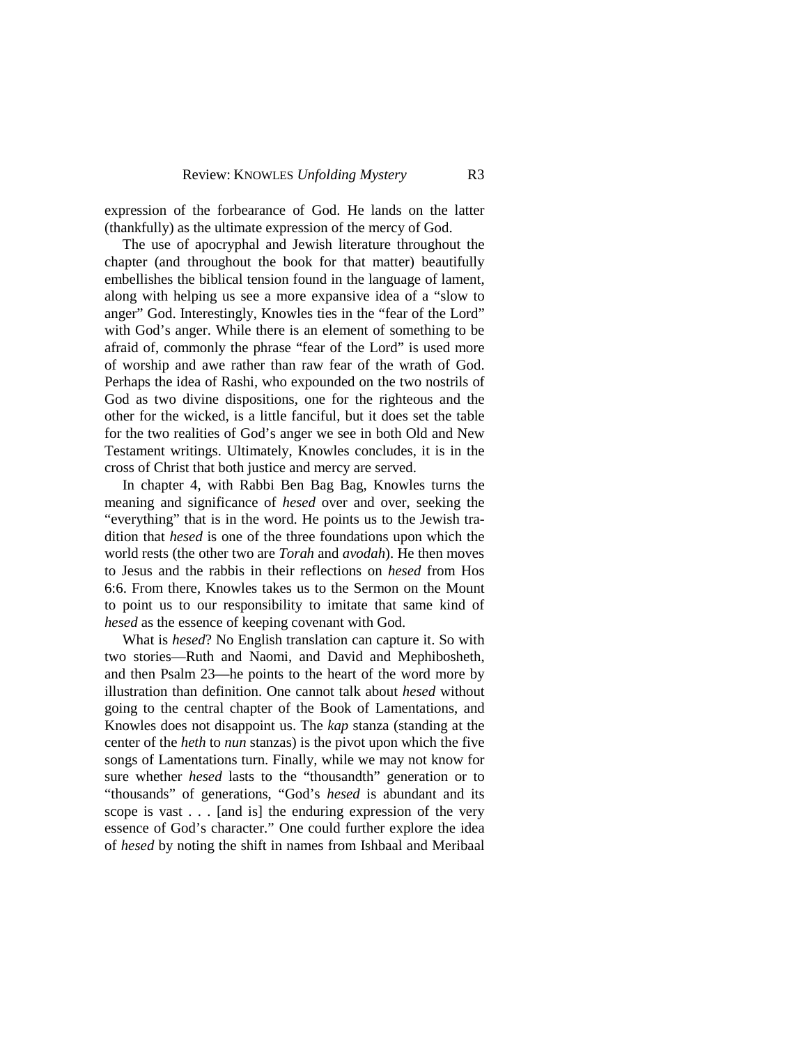expression of the forbearance of God. He lands on the latter (thankfully) as the ultimate expression of the mercy of God.

The use of apocryphal and Jewish literature throughout the chapter (and throughout the book for that matter) beautifully embellishes the biblical tension found in the language of lament, along with helping us see a more expansive idea of a "slow to anger" God. Interestingly, Knowles ties in the "fear of the Lord" with God's anger. While there is an element of something to be afraid of, commonly the phrase "fear of the Lord" is used more of worship and awe rather than raw fear of the wrath of God. Perhaps the idea of Rashi, who expounded on the two nostrils of God as two divine dispositions, one for the righteous and the other for the wicked, is a little fanciful, but it does set the table for the two realities of God's anger we see in both Old and New Testament writings. Ultimately, Knowles concludes, it is in the cross of Christ that both justice and mercy are served.

In chapter 4, with Rabbi Ben Bag Bag, Knowles turns the meaning and significance of *hesed* over and over, seeking the "everything" that is in the word. He points us to the Jewish tradition that *hesed* is one of the three foundations upon which the world rests (the other two are *Torah* and *avodah*). He then moves to Jesus and the rabbis in their reflections on *hesed* from Hos 6:6. From there, Knowles takes us to the Sermon on the Mount to point us to our responsibility to imitate that same kind of *hesed* as the essence of keeping covenant with God.

What is *hesed*? No English translation can capture it. So with two stories—Ruth and Naomi, and David and Mephibosheth, and then Psalm 23—he points to the heart of the word more by illustration than definition. One cannot talk about *hesed* without going to the central chapter of the Book of Lamentations, and Knowles does not disappoint us. The *kap* stanza (standing at the center of the *heth* to *nun* stanzas) is the pivot upon which the five songs of Lamentations turn. Finally, while we may not know for sure whether *hesed* lasts to the "thousandth" generation or to "thousands" of generations, "God's *hesed* is abundant and its scope is vast . . . [and is] the enduring expression of the very essence of God's character." One could further explore the idea of *hesed* by noting the shift in names from Ishbaal and Meribaal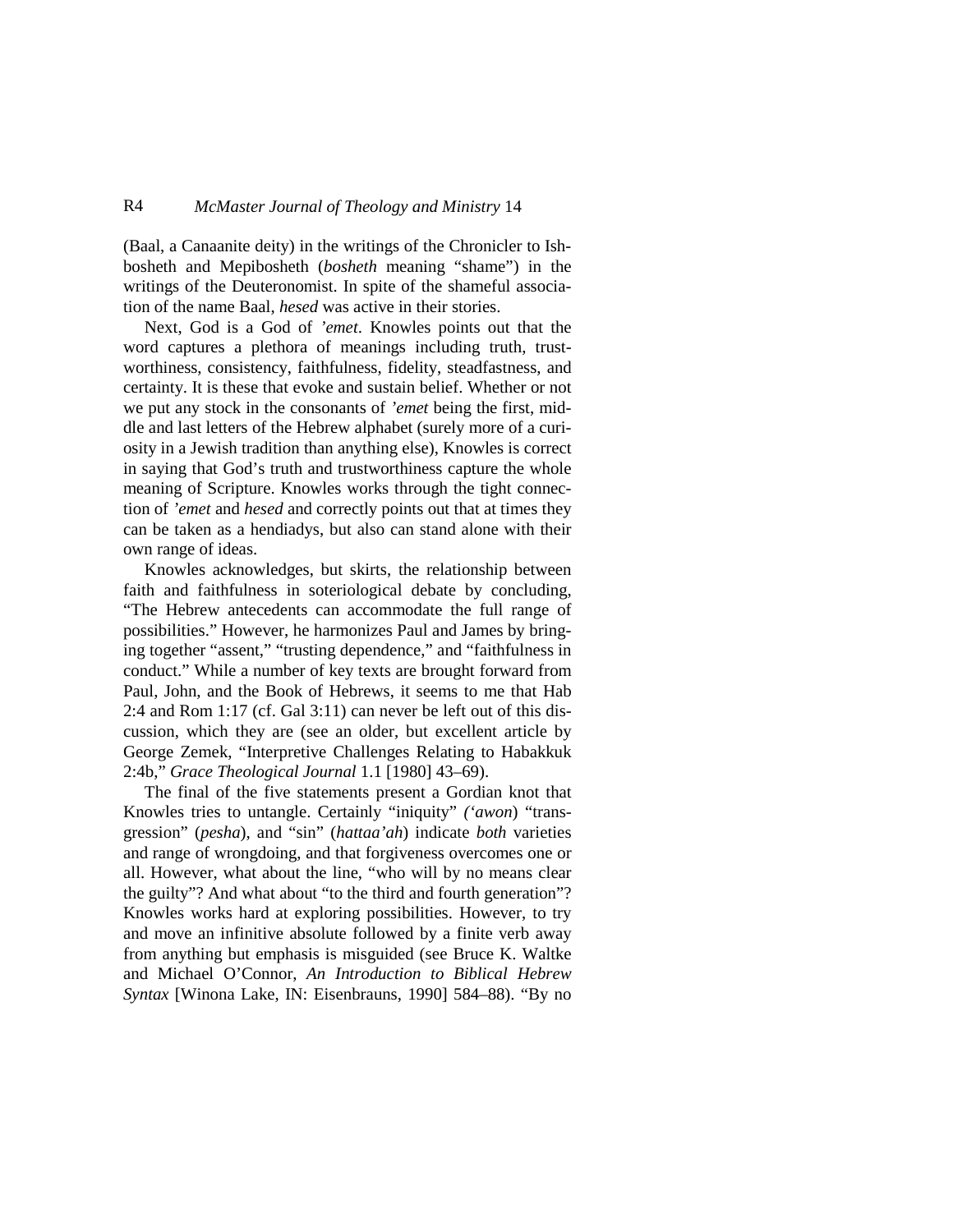(Baal, a Canaanite deity) in the writings of the Chronicler to Ishbosheth and Mepibosheth (*bosheth* meaning "shame") in the writings of the Deuteronomist. In spite of the shameful association of the name Baal, *hesed* was active in their stories.

Next, God is a God of *'emet*. Knowles points out that the word captures a plethora of meanings including truth, trustworthiness, consistency, faithfulness, fidelity, steadfastness, and certainty. It is these that evoke and sustain belief. Whether or not we put any stock in the consonants of *'emet* being the first, middle and last letters of the Hebrew alphabet (surely more of a curiosity in a Jewish tradition than anything else), Knowles is correct in saying that God's truth and trustworthiness capture the whole meaning of Scripture. Knowles works through the tight connection of *'emet* and *hesed* and correctly points out that at times they can be taken as a hendiadys, but also can stand alone with their own range of ideas.

Knowles acknowledges, but skirts, the relationship between faith and faithfulness in soteriological debate by concluding, "The Hebrew antecedents can accommodate the full range of possibilities." However, he harmonizes Paul and James by bringing together "assent," "trusting dependence," and "faithfulness in conduct." While a number of key texts are brought forward from Paul, John, and the Book of Hebrews, it seems to me that Hab 2:4 and Rom 1:17 (cf. Gal 3:11) can never be left out of this discussion, which they are (see an older, but excellent article by George Zemek, "Interpretive Challenges Relating to Habakkuk 2:4b," *Grace Theological Journal* 1.1 [1980] 43–69).

The final of the five statements present a Gordian knot that Knowles tries to untangle. Certainly "iniquity" *('awon)* "transgression" (*pesha*), and "sin" (*hattaa'ah*) indicate *both* varieties and range of wrongdoing, and that forgiveness overcomes one or all. However, what about the line, "who will by no means clear the guilty"? And what about "to the third and fourth generation"? Knowles works hard at exploring possibilities. However, to try and move an infinitive absolute followed by a finite verb away from anything but emphasis is misguided (see Bruce K. Waltke and Michael O'Connor, *An Introduction to Biblical Hebrew Syntax* [Winona Lake, IN: Eisenbrauns, 1990] 584–88). "By no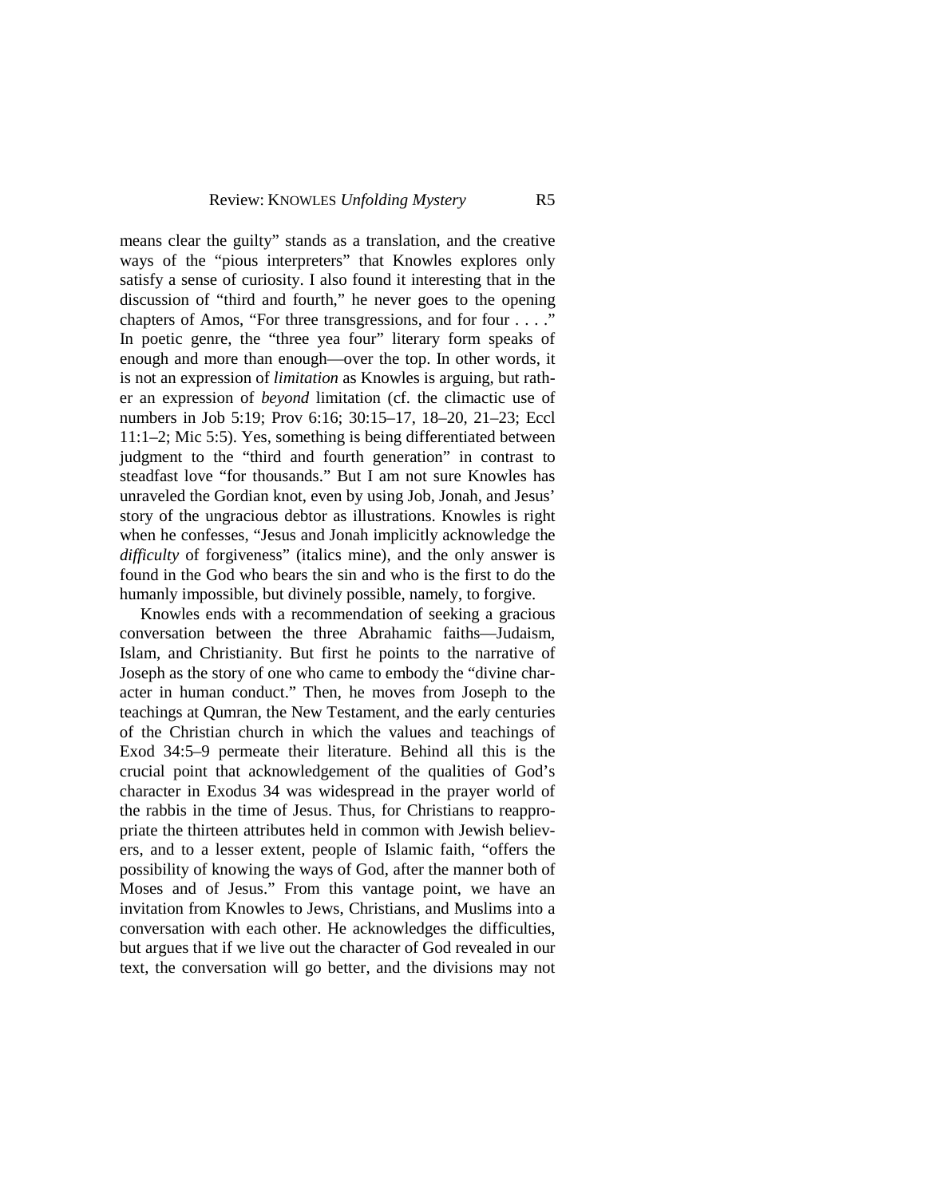means clear the guilty" stands as a translation, and the creative ways of the "pious interpreters" that Knowles explores only satisfy a sense of curiosity. I also found it interesting that in the discussion of "third and fourth," he never goes to the opening chapters of Amos, "For three transgressions, and for four . . . ." In poetic genre, the "three yea four" literary form speaks of enough and more than enough—over the top. In other words, it is not an expression of *limitation* as Knowles is arguing, but rather an expression of *beyond* limitation (cf. the climactic use of numbers in Job 5:19; Prov 6:16; 30:15–17, 18–20, 21–23; Eccl 11:1–2; Mic 5:5). Yes, something is being differentiated between judgment to the "third and fourth generation" in contrast to steadfast love "for thousands." But I am not sure Knowles has unraveled the Gordian knot, even by using Job, Jonah, and Jesus' story of the ungracious debtor as illustrations. Knowles is right when he confesses, "Jesus and Jonah implicitly acknowledge the *difficulty* of forgiveness" (italics mine), and the only answer is found in the God who bears the sin and who is the first to do the humanly impossible, but divinely possible, namely, to forgive.

Knowles ends with a recommendation of seeking a gracious conversation between the three Abrahamic faiths—Judaism, Islam, and Christianity. But first he points to the narrative of Joseph as the story of one who came to embody the "divine character in human conduct." Then, he moves from Joseph to the teachings at Qumran, the New Testament, and the early centuries of the Christian church in which the values and teachings of Exod 34:5–9 permeate their literature. Behind all this is the crucial point that acknowledgement of the qualities of God's character in Exodus 34 was widespread in the prayer world of the rabbis in the time of Jesus. Thus, for Christians to reappropriate the thirteen attributes held in common with Jewish believers, and to a lesser extent, people of Islamic faith, "offers the possibility of knowing the ways of God, after the manner both of Moses and of Jesus." From this vantage point, we have an invitation from Knowles to Jews, Christians, and Muslims into a conversation with each other. He acknowledges the difficulties, but argues that if we live out the character of God revealed in our text, the conversation will go better, and the divisions may not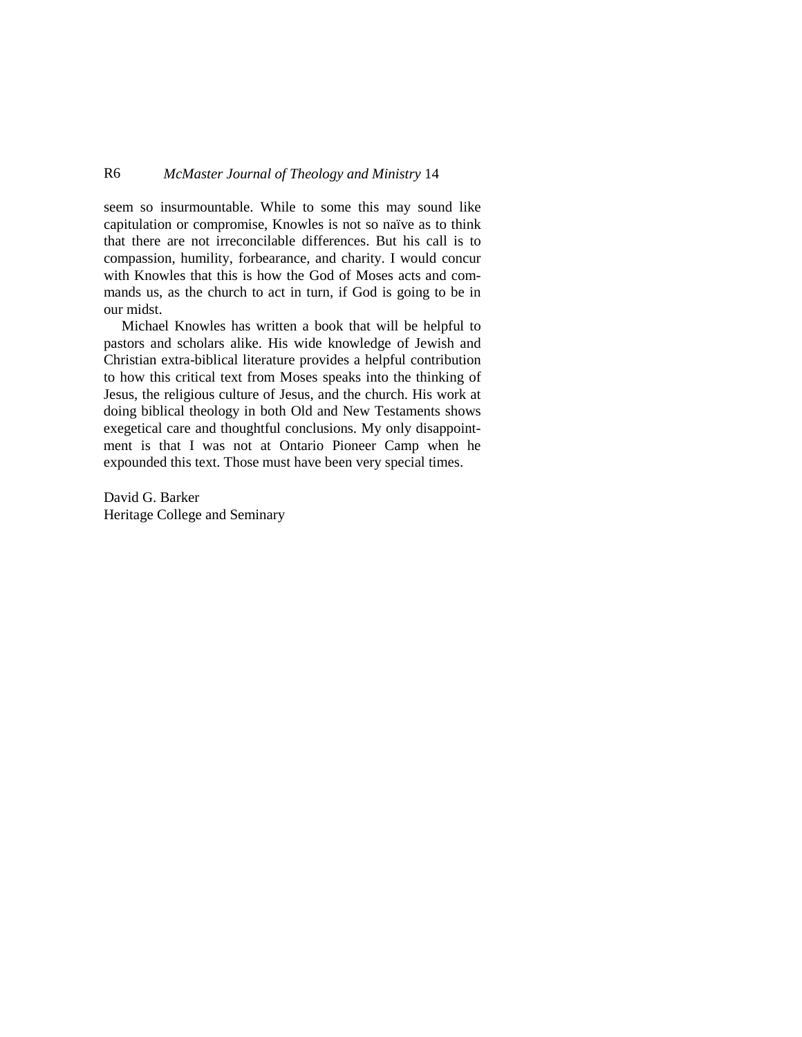seem so insurmountable. While to some this may sound like capitulation or compromise, Knowles is not so naïve as to think that there are not irreconcilable differences. But his call is to compassion, humility, forbearance, and charity. I would concur with Knowles that this is how the God of Moses acts and commands us, as the church to act in turn, if God is going to be in our midst.

Michael Knowles has written a book that will be helpful to pastors and scholars alike. His wide knowledge of Jewish and Christian extra-biblical literature provides a helpful contribution to how this critical text from Moses speaks into the thinking of Jesus, the religious culture of Jesus, and the church. His work at doing biblical theology in both Old and New Testaments shows exegetical care and thoughtful conclusions. My only disappointment is that I was not at Ontario Pioneer Camp when he expounded this text. Those must have been very special times.

David G. Barker
Heritage College and Seminary